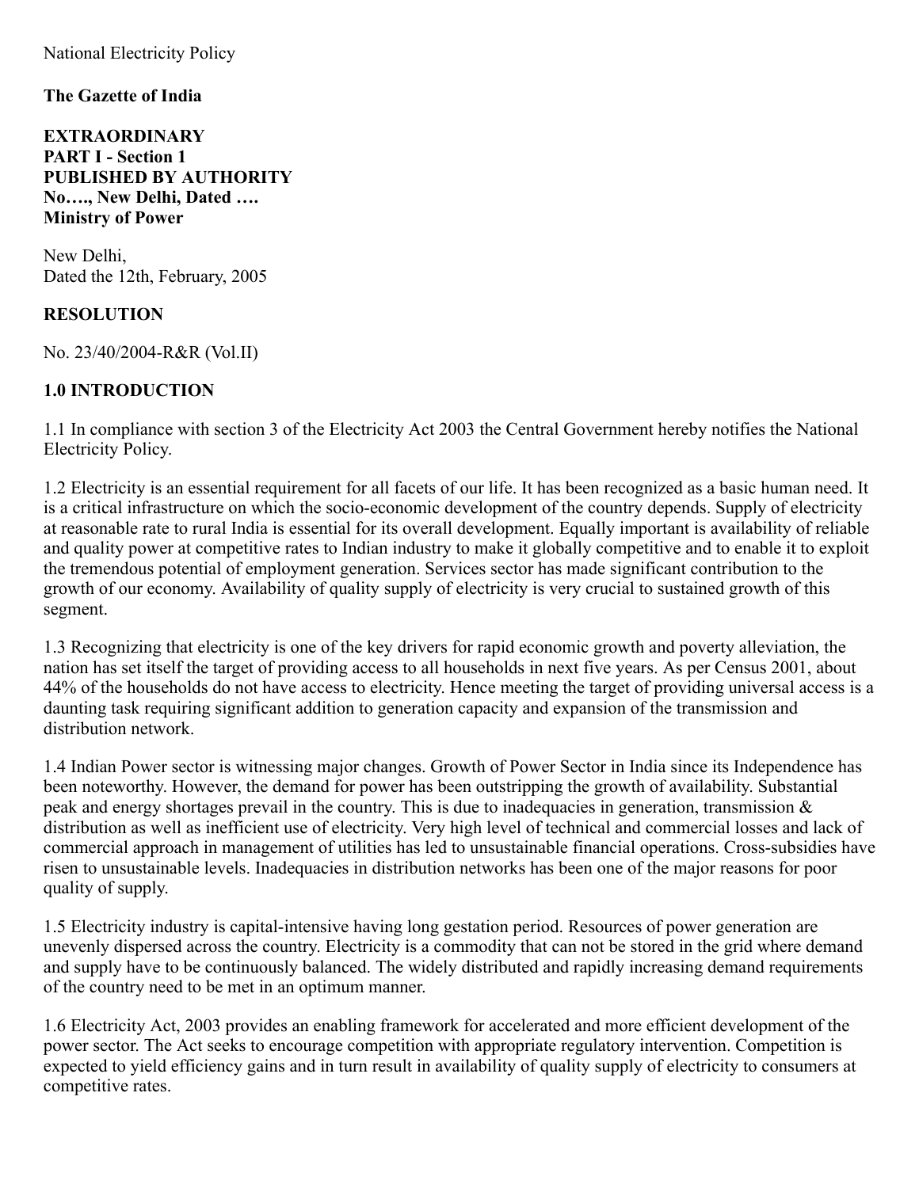National Electricity Policy

**The Gazette of India**

**EXTRAORDINARY**
**PART I - Section 1**
**PUBLISHED BY AUTHORITY**
**No…., New Delhi, Dated ….**
**Ministry of Power**

New Delhi,
Dated the 12th, February, 2005

## RESOLUTION

No. 23/40/2004-R&R (Vol.II)

## 1.0 INTRODUCTION

1.1 In compliance with section 3 of the Electricity Act 2003 the Central Government hereby notifies the National Electricity Policy.

1.2 Electricity is an essential requirement for all facets of our life. It has been recognized as a basic human need. It is a critical infrastructure on which the socio-economic development of the country depends. Supply of electricity at reasonable rate to rural India is essential for its overall development. Equally important is availability of reliable and quality power at competitive rates to Indian industry to make it globally competitive and to enable it to exploit the tremendous potential of employment generation. Services sector has made significant contribution to the growth of our economy. Availability of quality supply of electricity is very crucial to sustained growth of this segment.

1.3 Recognizing that electricity is one of the key drivers for rapid economic growth and poverty alleviation, the nation has set itself the target of providing access to all households in next five years. As per Census 2001, about 44% of the households do not have access to electricity. Hence meeting the target of providing universal access is a daunting task requiring significant addition to generation capacity and expansion of the transmission and distribution network.

1.4 Indian Power sector is witnessing major changes. Growth of Power Sector in India since its Independence has been noteworthy. However, the demand for power has been outstripping the growth of availability. Substantial peak and energy shortages prevail in the country. This is due to inadequacies in generation, transmission & distribution as well as inefficient use of electricity. Very high level of technical and commercial losses and lack of commercial approach in management of utilities has led to unsustainable financial operations. Cross-subsidies have risen to unsustainable levels. Inadequacies in distribution networks has been one of the major reasons for poor quality of supply.

1.5 Electricity industry is capital-intensive having long gestation period. Resources of power generation are unevenly dispersed across the country. Electricity is a commodity that can not be stored in the grid where demand and supply have to be continuously balanced. The widely distributed and rapidly increasing demand requirements of the country need to be met in an optimum manner.

1.6 Electricity Act, 2003 provides an enabling framework for accelerated and more efficient development of the power sector. The Act seeks to encourage competition with appropriate regulatory intervention. Competition is expected to yield efficiency gains and in turn result in availability of quality supply of electricity to consumers at competitive rates.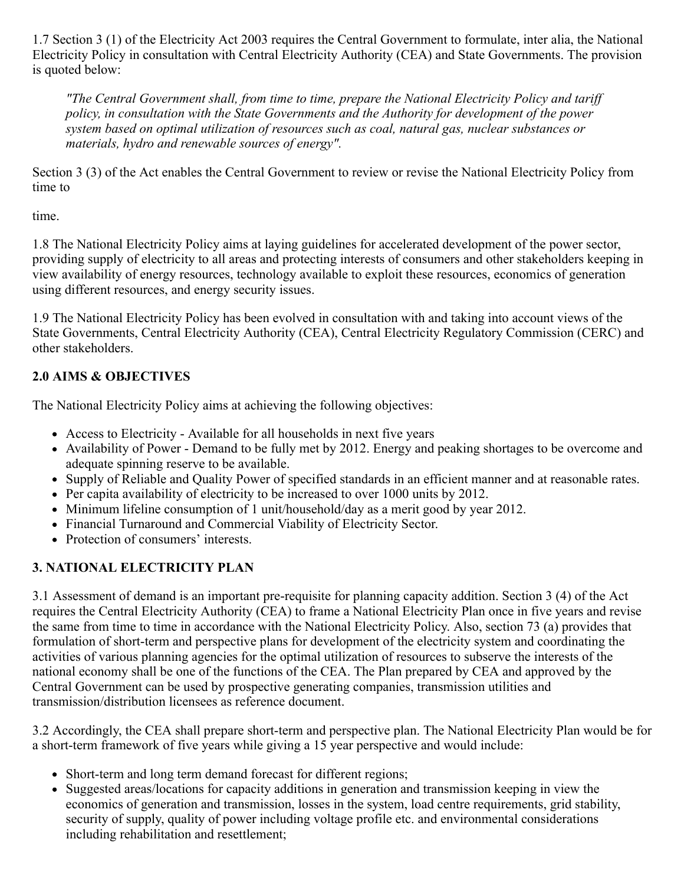1.7 Section 3 (1) of the Electricity Act 2003 requires the Central Government to formulate, inter alia, the National Electricity Policy in consultation with Central Electricity Authority (CEA) and State Governments. The provision is quoted below:

> *"The Central Government shall, from time to time, prepare the National Electricity Policy and tariff policy, in consultation with the State Governments and the Authority for development of the power system based on optimal utilization of resources such as coal, natural gas, nuclear substances or materials, hydro and renewable sources of energy".*

Section 3 (3) of the Act enables the Central Government to review or revise the National Electricity Policy from time to

time.

1.8 The National Electricity Policy aims at laying guidelines for accelerated development of the power sector, providing supply of electricity to all areas and protecting interests of consumers and other stakeholders keeping in view availability of energy resources, technology available to exploit these resources, economics of generation using different resources, and energy security issues.

1.9 The National Electricity Policy has been evolved in consultation with and taking into account views of the State Governments, Central Electricity Authority (CEA), Central Electricity Regulatory Commission (CERC) and other stakeholders.

## 2.0 AIMS & OBJECTIVES

The National Electricity Policy aims at achieving the following objectives:

- Access to Electricity - Available for all households in next five years
- Availability of Power - Demand to be fully met by 2012. Energy and peaking shortages to be overcome and adequate spinning reserve to be available.
- Supply of Reliable and Quality Power of specified standards in an efficient manner and at reasonable rates.
- Per capita availability of electricity to be increased to over 1000 units by 2012.
- Minimum lifeline consumption of 1 unit/household/day as a merit good by year 2012.
- Financial Turnaround and Commercial Viability of Electricity Sector.
- Protection of consumers' interests.

## 3. NATIONAL ELECTRICITY PLAN

3.1 Assessment of demand is an important pre-requisite for planning capacity addition. Section 3 (4) of the Act requires the Central Electricity Authority (CEA) to frame a National Electricity Plan once in five years and revise the same from time to time in accordance with the National Electricity Policy. Also, section 73 (a) provides that formulation of short-term and perspective plans for development of the electricity system and coordinating the activities of various planning agencies for the optimal utilization of resources to subserve the interests of the national economy shall be one of the functions of the CEA. The Plan prepared by CEA and approved by the Central Government can be used by prospective generating companies, transmission utilities and transmission/distribution licensees as reference document.

3.2 Accordingly, the CEA shall prepare short-term and perspective plan. The National Electricity Plan would be for a short-term framework of five years while giving a 15 year perspective and would include:

- Short-term and long term demand forecast for different regions;
- Suggested areas/locations for capacity additions in generation and transmission keeping in view the economics of generation and transmission, losses in the system, load centre requirements, grid stability, security of supply, quality of power including voltage profile etc. and environmental considerations including rehabilitation and resettlement;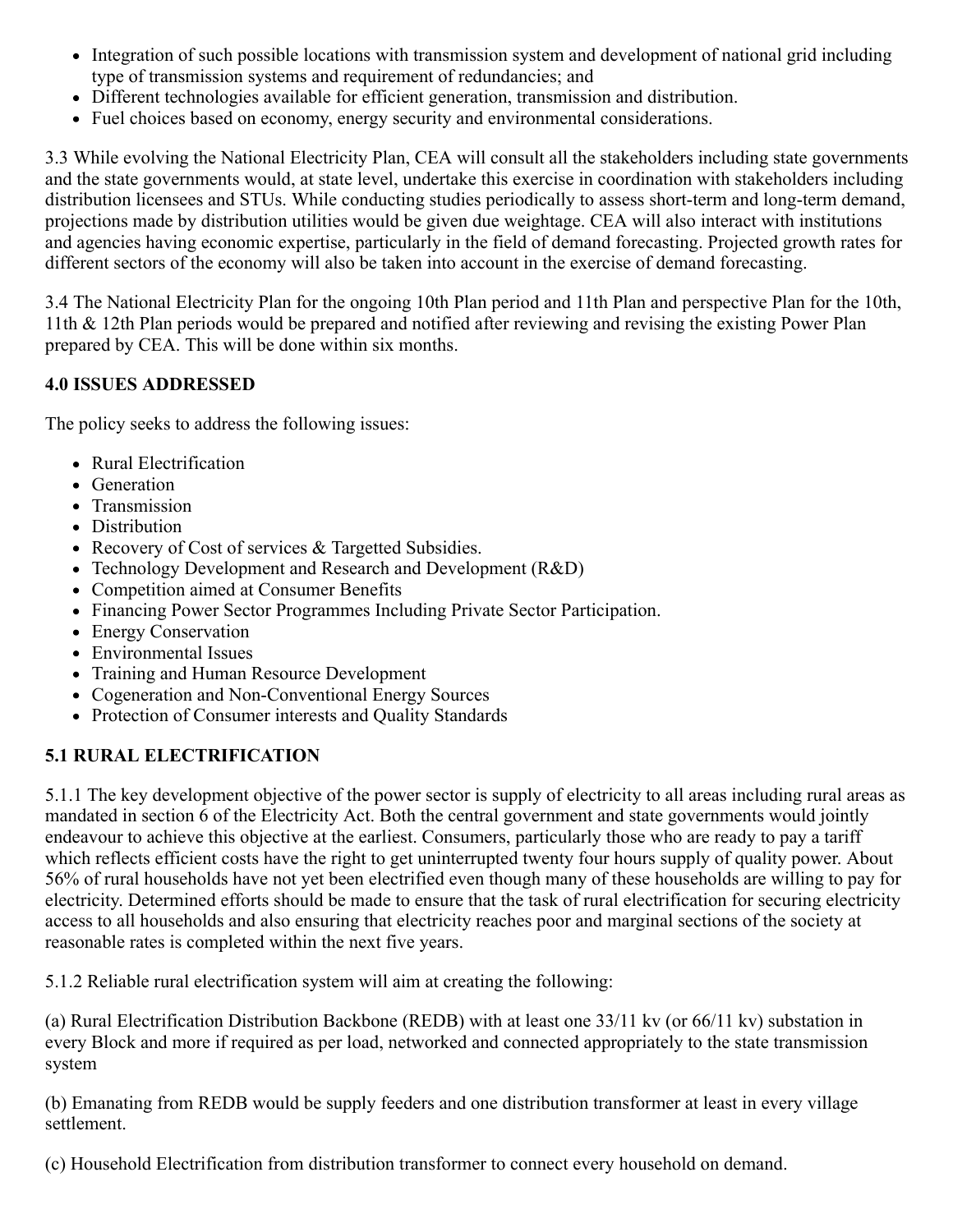- Integration of such possible locations with transmission system and development of national grid including type of transmission systems and requirement of redundancies; and
- Different technologies available for efficient generation, transmission and distribution.
- Fuel choices based on economy, energy security and environmental considerations.

3.3 While evolving the National Electricity Plan, CEA will consult all the stakeholders including state governments and the state governments would, at state level, undertake this exercise in coordination with stakeholders including distribution licensees and STUs. While conducting studies periodically to assess short-term and long-term demand, projections made by distribution utilities would be given due weightage. CEA will also interact with institutions and agencies having economic expertise, particularly in the field of demand forecasting. Projected growth rates for different sectors of the economy will also be taken into account in the exercise of demand forecasting.

3.4 The National Electricity Plan for the ongoing 10th Plan period and 11th Plan and perspective Plan for the 10th, 11th & 12th Plan periods would be prepared and notified after reviewing and revising the existing Power Plan prepared by CEA. This will be done within six months.

## 4.0 ISSUES ADDRESSED

The policy seeks to address the following issues:

- Rural Electrification
- Generation
- Transmission
- Distribution
- Recovery of Cost of services & Targetted Subsidies.
- Technology Development and Research and Development (R&D)
- Competition aimed at Consumer Benefits
- Financing Power Sector Programmes Including Private Sector Participation.
- Energy Conservation
- Environmental Issues
- Training and Human Resource Development
- Cogeneration and Non-Conventional Energy Sources
- Protection of Consumer interests and Quality Standards

## 5.1 RURAL ELECTRIFICATION

5.1.1 The key development objective of the power sector is supply of electricity to all areas including rural areas as mandated in section 6 of the Electricity Act. Both the central government and state governments would jointly endeavour to achieve this objective at the earliest. Consumers, particularly those who are ready to pay a tariff which reflects efficient costs have the right to get uninterrupted twenty four hours supply of quality power. About 56% of rural households have not yet been electrified even though many of these households are willing to pay for electricity. Determined efforts should be made to ensure that the task of rural electrification for securing electricity access to all households and also ensuring that electricity reaches poor and marginal sections of the society at reasonable rates is completed within the next five years.

5.1.2 Reliable rural electrification system will aim at creating the following:

(a) Rural Electrification Distribution Backbone (REDB) with at least one 33/11 kv (or 66/11 kv) substation in every Block and more if required as per load, networked and connected appropriately to the state transmission system

(b) Emanating from REDB would be supply feeders and one distribution transformer at least in every village settlement.

(c) Household Electrification from distribution transformer to connect every household on demand.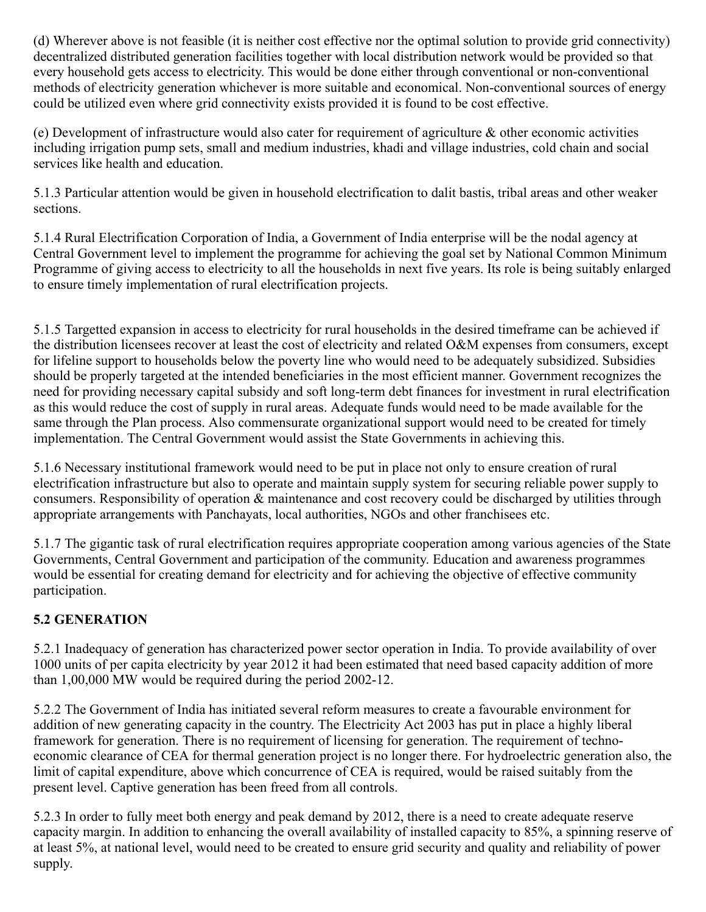(d) Wherever above is not feasible (it is neither cost effective nor the optimal solution to provide grid connectivity) decentralized distributed generation facilities together with local distribution network would be provided so that every household gets access to electricity. This would be done either through conventional or non-conventional methods of electricity generation whichever is more suitable and economical. Non-conventional sources of energy could be utilized even where grid connectivity exists provided it is found to be cost effective.

(e) Development of infrastructure would also cater for requirement of agriculture & other economic activities including irrigation pump sets, small and medium industries, khadi and village industries, cold chain and social services like health and education.

5.1.3 Particular attention would be given in household electrification to dalit bastis, tribal areas and other weaker sections.

5.1.4 Rural Electrification Corporation of India, a Government of India enterprise will be the nodal agency at Central Government level to implement the programme for achieving the goal set by National Common Minimum Programme of giving access to electricity to all the households in next five years. Its role is being suitably enlarged to ensure timely implementation of rural electrification projects.

5.1.5 Targetted expansion in access to electricity for rural households in the desired timeframe can be achieved if the distribution licensees recover at least the cost of electricity and related O&M expenses from consumers, except for lifeline support to households below the poverty line who would need to be adequately subsidized. Subsidies should be properly targeted at the intended beneficiaries in the most efficient manner. Government recognizes the need for providing necessary capital subsidy and soft long-term debt finances for investment in rural electrification as this would reduce the cost of supply in rural areas. Adequate funds would need to be made available for the same through the Plan process. Also commensurate organizational support would need to be created for timely implementation. The Central Government would assist the State Governments in achieving this.

5.1.6 Necessary institutional framework would need to be put in place not only to ensure creation of rural electrification infrastructure but also to operate and maintain supply system for securing reliable power supply to consumers. Responsibility of operation & maintenance and cost recovery could be discharged by utilities through appropriate arrangements with Panchayats, local authorities, NGOs and other franchisees etc.

5.1.7 The gigantic task of rural electrification requires appropriate cooperation among various agencies of the State Governments, Central Government and participation of the community. Education and awareness programmes would be essential for creating demand for electricity and for achieving the objective of effective community participation.

**5.2 GENERATION**

5.2.1 Inadequacy of generation has characterized power sector operation in India. To provide availability of over 1000 units of per capita electricity by year 2012 it had been estimated that need based capacity addition of more than 1,00,000 MW would be required during the period 2002-12.

5.2.2 The Government of India has initiated several reform measures to create a favourable environment for addition of new generating capacity in the country. The Electricity Act 2003 has put in place a highly liberal framework for generation. There is no requirement of licensing for generation. The requirement of techno-economic clearance of CEA for thermal generation project is no longer there. For hydroelectric generation also, the limit of capital expenditure, above which concurrence of CEA is required, would be raised suitably from the present level. Captive generation has been freed from all controls.

5.2.3 In order to fully meet both energy and peak demand by 2012, there is a need to create adequate reserve capacity margin. In addition to enhancing the overall availability of installed capacity to 85%, a spinning reserve of at least 5%, at national level, would need to be created to ensure grid security and quality and reliability of power supply.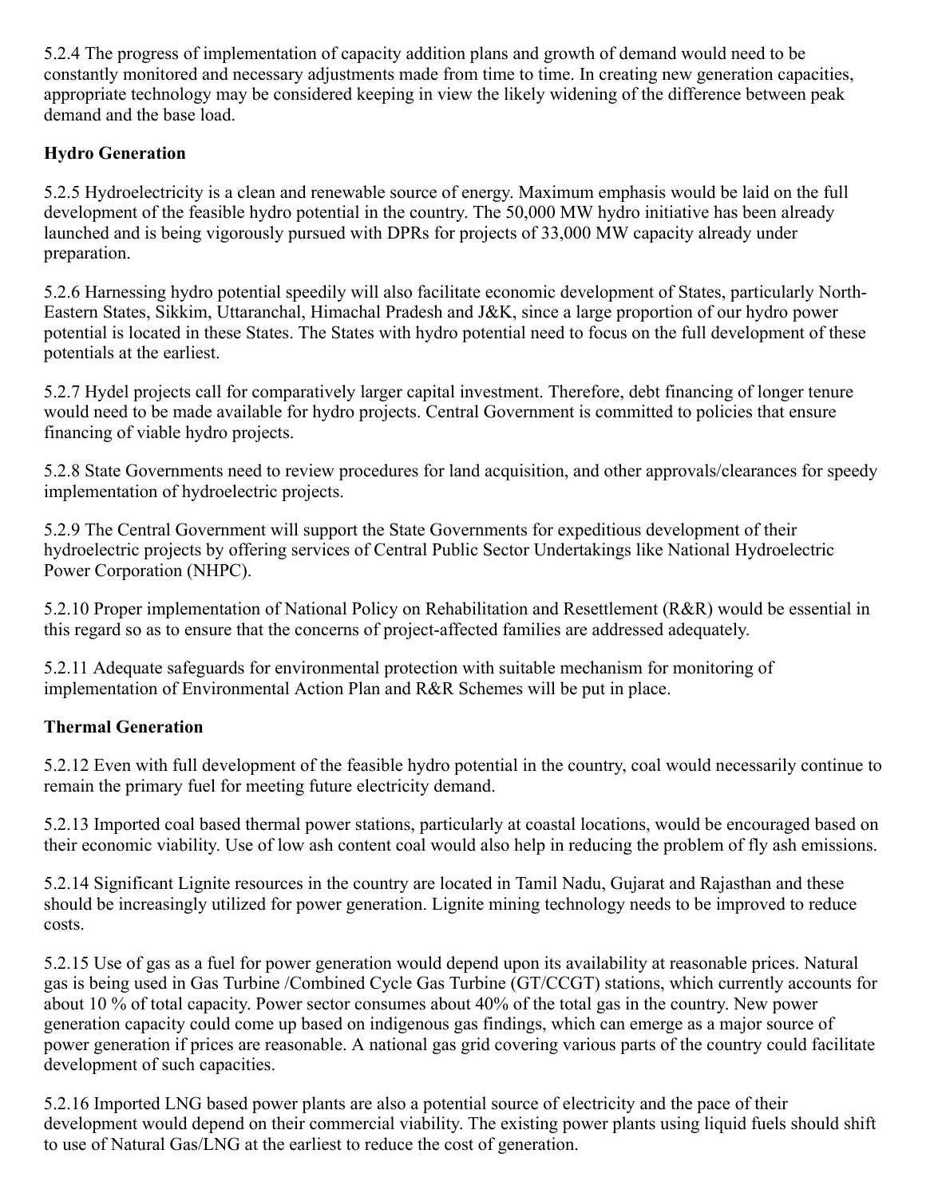5.2.4 The progress of implementation of capacity addition plans and growth of demand would need to be constantly monitored and necessary adjustments made from time to time. In creating new generation capacities, appropriate technology may be considered keeping in view the likely widening of the difference between peak demand and the base load.

**Hydro Generation**

5.2.5 Hydroelectricity is a clean and renewable source of energy. Maximum emphasis would be laid on the full development of the feasible hydro potential in the country. The 50,000 MW hydro initiative has been already launched and is being vigorously pursued with DPRs for projects of 33,000 MW capacity already under preparation.

5.2.6 Harnessing hydro potential speedily will also facilitate economic development of States, particularly North-Eastern States, Sikkim, Uttaranchal, Himachal Pradesh and J&K, since a large proportion of our hydro power potential is located in these States. The States with hydro potential need to focus on the full development of these potentials at the earliest.

5.2.7 Hydel projects call for comparatively larger capital investment. Therefore, debt financing of longer tenure would need to be made available for hydro projects. Central Government is committed to policies that ensure financing of viable hydro projects.

5.2.8 State Governments need to review procedures for land acquisition, and other approvals/clearances for speedy implementation of hydroelectric projects.

5.2.9 The Central Government will support the State Governments for expeditious development of their hydroelectric projects by offering services of Central Public Sector Undertakings like National Hydroelectric Power Corporation (NHPC).

5.2.10 Proper implementation of National Policy on Rehabilitation and Resettlement (R&R) would be essential in this regard so as to ensure that the concerns of project-affected families are addressed adequately.

5.2.11 Adequate safeguards for environmental protection with suitable mechanism for monitoring of implementation of Environmental Action Plan and R&R Schemes will be put in place.

**Thermal Generation**

5.2.12 Even with full development of the feasible hydro potential in the country, coal would necessarily continue to remain the primary fuel for meeting future electricity demand.

5.2.13 Imported coal based thermal power stations, particularly at coastal locations, would be encouraged based on their economic viability. Use of low ash content coal would also help in reducing the problem of fly ash emissions.

5.2.14 Significant Lignite resources in the country are located in Tamil Nadu, Gujarat and Rajasthan and these should be increasingly utilized for power generation. Lignite mining technology needs to be improved to reduce costs.

5.2.15 Use of gas as a fuel for power generation would depend upon its availability at reasonable prices. Natural gas is being used in Gas Turbine /Combined Cycle Gas Turbine (GT/CCGT) stations, which currently accounts for about 10 % of total capacity. Power sector consumes about 40% of the total gas in the country. New power generation capacity could come up based on indigenous gas findings, which can emerge as a major source of power generation if prices are reasonable. A national gas grid covering various parts of the country could facilitate development of such capacities.

5.2.16 Imported LNG based power plants are also a potential source of electricity and the pace of their development would depend on their commercial viability. The existing power plants using liquid fuels should shift to use of Natural Gas/LNG at the earliest to reduce the cost of generation.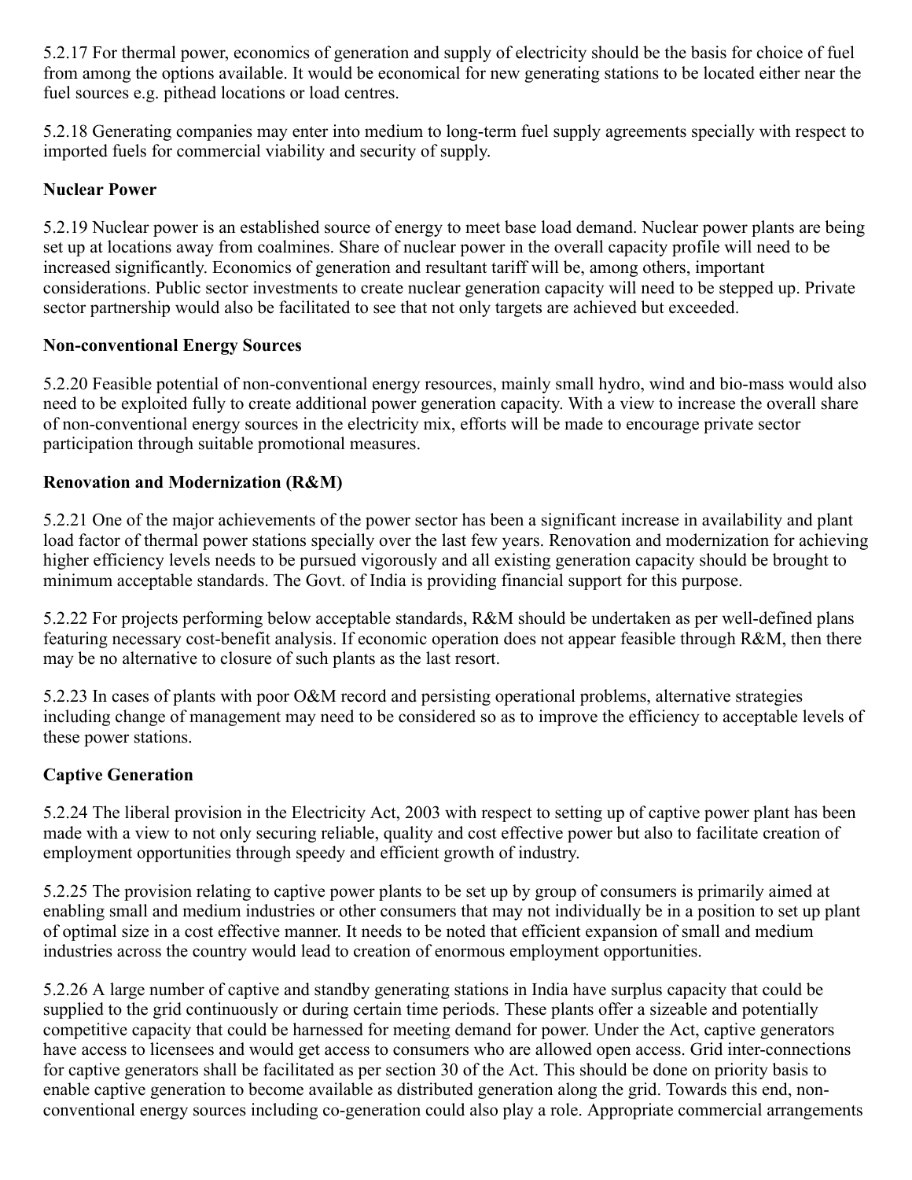5.2.17 For thermal power, economics of generation and supply of electricity should be the basis for choice of fuel from among the options available. It would be economical for new generating stations to be located either near the fuel sources e.g. pithead locations or load centres.

5.2.18 Generating companies may enter into medium to long-term fuel supply agreements specially with respect to imported fuels for commercial viability and security of supply.

**Nuclear Power**

5.2.19 Nuclear power is an established source of energy to meet base load demand. Nuclear power plants are being set up at locations away from coalmines. Share of nuclear power in the overall capacity profile will need to be increased significantly. Economics of generation and resultant tariff will be, among others, important considerations. Public sector investments to create nuclear generation capacity will need to be stepped up. Private sector partnership would also be facilitated to see that not only targets are achieved but exceeded.

**Non-conventional Energy Sources**

5.2.20 Feasible potential of non-conventional energy resources, mainly small hydro, wind and bio-mass would also need to be exploited fully to create additional power generation capacity. With a view to increase the overall share of non-conventional energy sources in the electricity mix, efforts will be made to encourage private sector participation through suitable promotional measures.

**Renovation and Modernization (R&M)**

5.2.21 One of the major achievements of the power sector has been a significant increase in availability and plant load factor of thermal power stations specially over the last few years. Renovation and modernization for achieving higher efficiency levels needs to be pursued vigorously and all existing generation capacity should be brought to minimum acceptable standards. The Govt. of India is providing financial support for this purpose.

5.2.22 For projects performing below acceptable standards, R&M should be undertaken as per well-defined plans featuring necessary cost-benefit analysis. If economic operation does not appear feasible through R&M, then there may be no alternative to closure of such plants as the last resort.

5.2.23 In cases of plants with poor O&M record and persisting operational problems, alternative strategies including change of management may need to be considered so as to improve the efficiency to acceptable levels of these power stations.

**Captive Generation**

5.2.24 The liberal provision in the Electricity Act, 2003 with respect to setting up of captive power plant has been made with a view to not only securing reliable, quality and cost effective power but also to facilitate creation of employment opportunities through speedy and efficient growth of industry.

5.2.25 The provision relating to captive power plants to be set up by group of consumers is primarily aimed at enabling small and medium industries or other consumers that may not individually be in a position to set up plant of optimal size in a cost effective manner. It needs to be noted that efficient expansion of small and medium industries across the country would lead to creation of enormous employment opportunities.

5.2.26 A large number of captive and standby generating stations in India have surplus capacity that could be supplied to the grid continuously or during certain time periods. These plants offer a sizeable and potentially competitive capacity that could be harnessed for meeting demand for power. Under the Act, captive generators have access to licensees and would get access to consumers who are allowed open access. Grid inter-connections for captive generators shall be facilitated as per section 30 of the Act. This should be done on priority basis to enable captive generation to become available as distributed generation along the grid. Towards this end, non-conventional energy sources including co-generation could also play a role. Appropriate commercial arrangements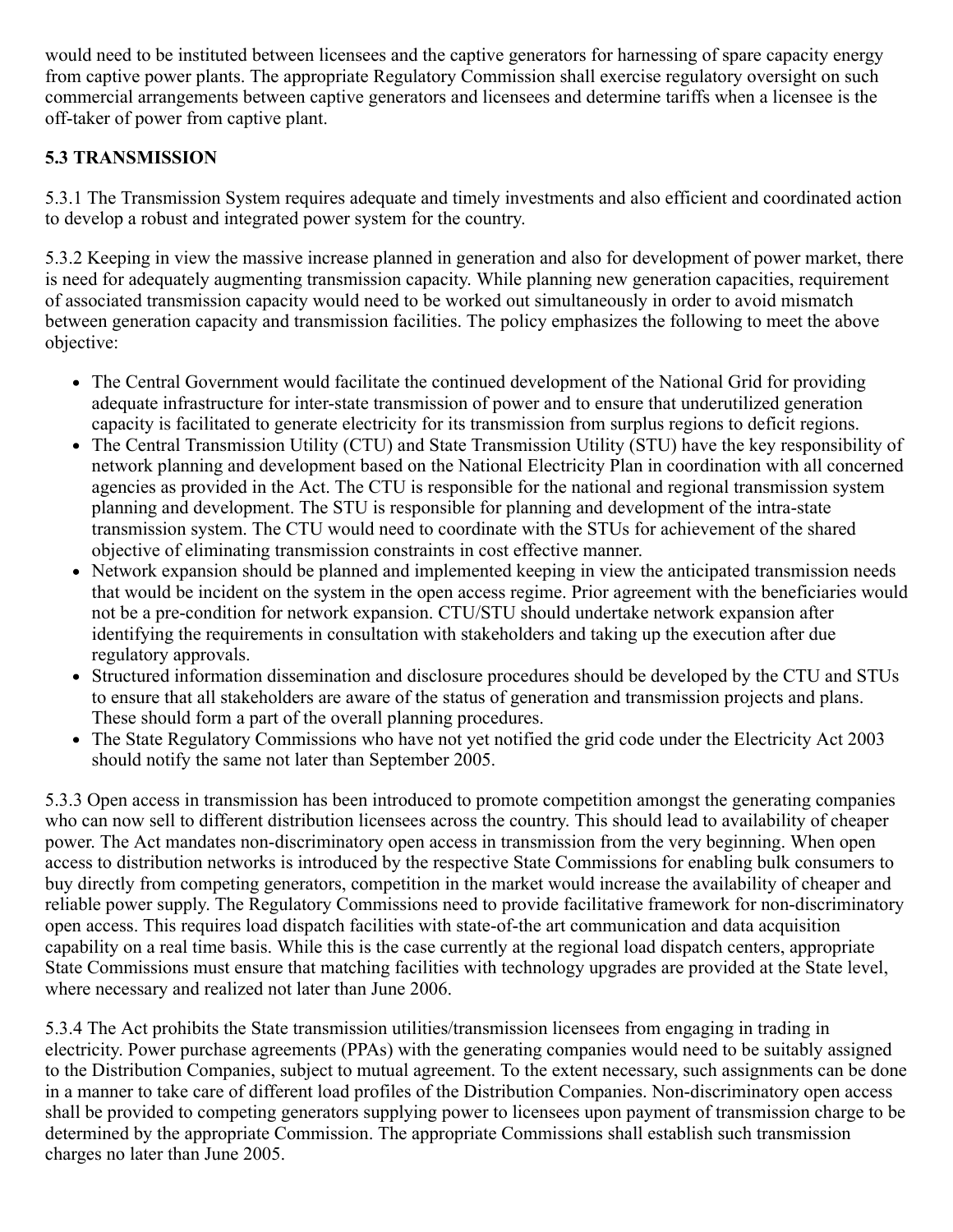would need to be instituted between licensees and the captive generators for harnessing of spare capacity energy from captive power plants. The appropriate Regulatory Commission shall exercise regulatory oversight on such commercial arrangements between captive generators and licensees and determine tariffs when a licensee is the off-taker of power from captive plant.

### 5.3 TRANSMISSION

5.3.1 The Transmission System requires adequate and timely investments and also efficient and coordinated action to develop a robust and integrated power system for the country.

5.3.2 Keeping in view the massive increase planned in generation and also for development of power market, there is need for adequately augmenting transmission capacity. While planning new generation capacities, requirement of associated transmission capacity would need to be worked out simultaneously in order to avoid mismatch between generation capacity and transmission facilities. The policy emphasizes the following to meet the above objective:

- The Central Government would facilitate the continued development of the National Grid for providing adequate infrastructure for inter-state transmission of power and to ensure that underutilized generation capacity is facilitated to generate electricity for its transmission from surplus regions to deficit regions.
- The Central Transmission Utility (CTU) and State Transmission Utility (STU) have the key responsibility of network planning and development based on the National Electricity Plan in coordination with all concerned agencies as provided in the Act. The CTU is responsible for the national and regional transmission system planning and development. The STU is responsible for planning and development of the intra-state transmission system. The CTU would need to coordinate with the STUs for achievement of the shared objective of eliminating transmission constraints in cost effective manner.
- Network expansion should be planned and implemented keeping in view the anticipated transmission needs that would be incident on the system in the open access regime. Prior agreement with the beneficiaries would not be a pre-condition for network expansion. CTU/STU should undertake network expansion after identifying the requirements in consultation with stakeholders and taking up the execution after due regulatory approvals.
- Structured information dissemination and disclosure procedures should be developed by the CTU and STUs to ensure that all stakeholders are aware of the status of generation and transmission projects and plans. These should form a part of the overall planning procedures.
- The State Regulatory Commissions who have not yet notified the grid code under the Electricity Act 2003 should notify the same not later than September 2005.

5.3.3 Open access in transmission has been introduced to promote competition amongst the generating companies who can now sell to different distribution licensees across the country. This should lead to availability of cheaper power. The Act mandates non-discriminatory open access in transmission from the very beginning. When open access to distribution networks is introduced by the respective State Commissions for enabling bulk consumers to buy directly from competing generators, competition in the market would increase the availability of cheaper and reliable power supply. The Regulatory Commissions need to provide facilitative framework for non-discriminatory open access. This requires load dispatch facilities with state-of-the art communication and data acquisition capability on a real time basis. While this is the case currently at the regional load dispatch centers, appropriate State Commissions must ensure that matching facilities with technology upgrades are provided at the State level, where necessary and realized not later than June 2006.

5.3.4 The Act prohibits the State transmission utilities/transmission licensees from engaging in trading in electricity. Power purchase agreements (PPAs) with the generating companies would need to be suitably assigned to the Distribution Companies, subject to mutual agreement. To the extent necessary, such assignments can be done in a manner to take care of different load profiles of the Distribution Companies. Non-discriminatory open access shall be provided to competing generators supplying power to licensees upon payment of transmission charge to be determined by the appropriate Commission. The appropriate Commissions shall establish such transmission charges no later than June 2005.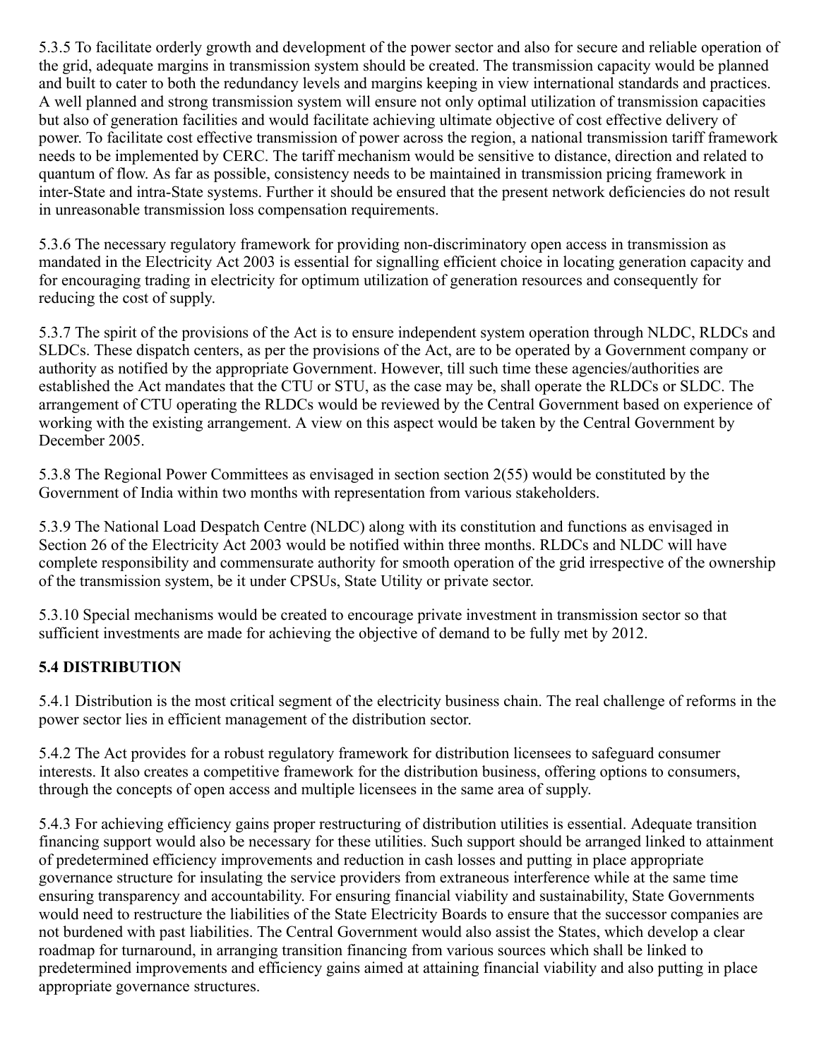5.3.5 To facilitate orderly growth and development of the power sector and also for secure and reliable operation of the grid, adequate margins in transmission system should be created. The transmission capacity would be planned and built to cater to both the redundancy levels and margins keeping in view international standards and practices. A well planned and strong transmission system will ensure not only optimal utilization of transmission capacities but also of generation facilities and would facilitate achieving ultimate objective of cost effective delivery of power. To facilitate cost effective transmission of power across the region, a national transmission tariff framework needs to be implemented by CERC. The tariff mechanism would be sensitive to distance, direction and related to quantum of flow. As far as possible, consistency needs to be maintained in transmission pricing framework in inter-State and intra-State systems. Further it should be ensured that the present network deficiencies do not result in unreasonable transmission loss compensation requirements.

5.3.6 The necessary regulatory framework for providing non-discriminatory open access in transmission as mandated in the Electricity Act 2003 is essential for signalling efficient choice in locating generation capacity and for encouraging trading in electricity for optimum utilization of generation resources and consequently for reducing the cost of supply.

5.3.7 The spirit of the provisions of the Act is to ensure independent system operation through NLDC, RLDCs and SLDCs. These dispatch centers, as per the provisions of the Act, are to be operated by a Government company or authority as notified by the appropriate Government. However, till such time these agencies/authorities are established the Act mandates that the CTU or STU, as the case may be, shall operate the RLDCs or SLDC. The arrangement of CTU operating the RLDCs would be reviewed by the Central Government based on experience of working with the existing arrangement. A view on this aspect would be taken by the Central Government by December 2005.

5.3.8 The Regional Power Committees as envisaged in section section 2(55) would be constituted by the Government of India within two months with representation from various stakeholders.

5.3.9 The National Load Despatch Centre (NLDC) along with its constitution and functions as envisaged in Section 26 of the Electricity Act 2003 would be notified within three months. RLDCs and NLDC will have complete responsibility and commensurate authority for smooth operation of the grid irrespective of the ownership of the transmission system, be it under CPSUs, State Utility or private sector.

5.3.10 Special mechanisms would be created to encourage private investment in transmission sector so that sufficient investments are made for achieving the objective of demand to be fully met by 2012.

## 5.4 DISTRIBUTION

5.4.1 Distribution is the most critical segment of the electricity business chain. The real challenge of reforms in the power sector lies in efficient management of the distribution sector.

5.4.2 The Act provides for a robust regulatory framework for distribution licensees to safeguard consumer interests. It also creates a competitive framework for the distribution business, offering options to consumers, through the concepts of open access and multiple licensees in the same area of supply.

5.4.3 For achieving efficiency gains proper restructuring of distribution utilities is essential. Adequate transition financing support would also be necessary for these utilities. Such support should be arranged linked to attainment of predetermined efficiency improvements and reduction in cash losses and putting in place appropriate governance structure for insulating the service providers from extraneous interference while at the same time ensuring transparency and accountability. For ensuring financial viability and sustainability, State Governments would need to restructure the liabilities of the State Electricity Boards to ensure that the successor companies are not burdened with past liabilities. The Central Government would also assist the States, which develop a clear roadmap for turnaround, in arranging transition financing from various sources which shall be linked to predetermined improvements and efficiency gains aimed at attaining financial viability and also putting in place appropriate governance structures.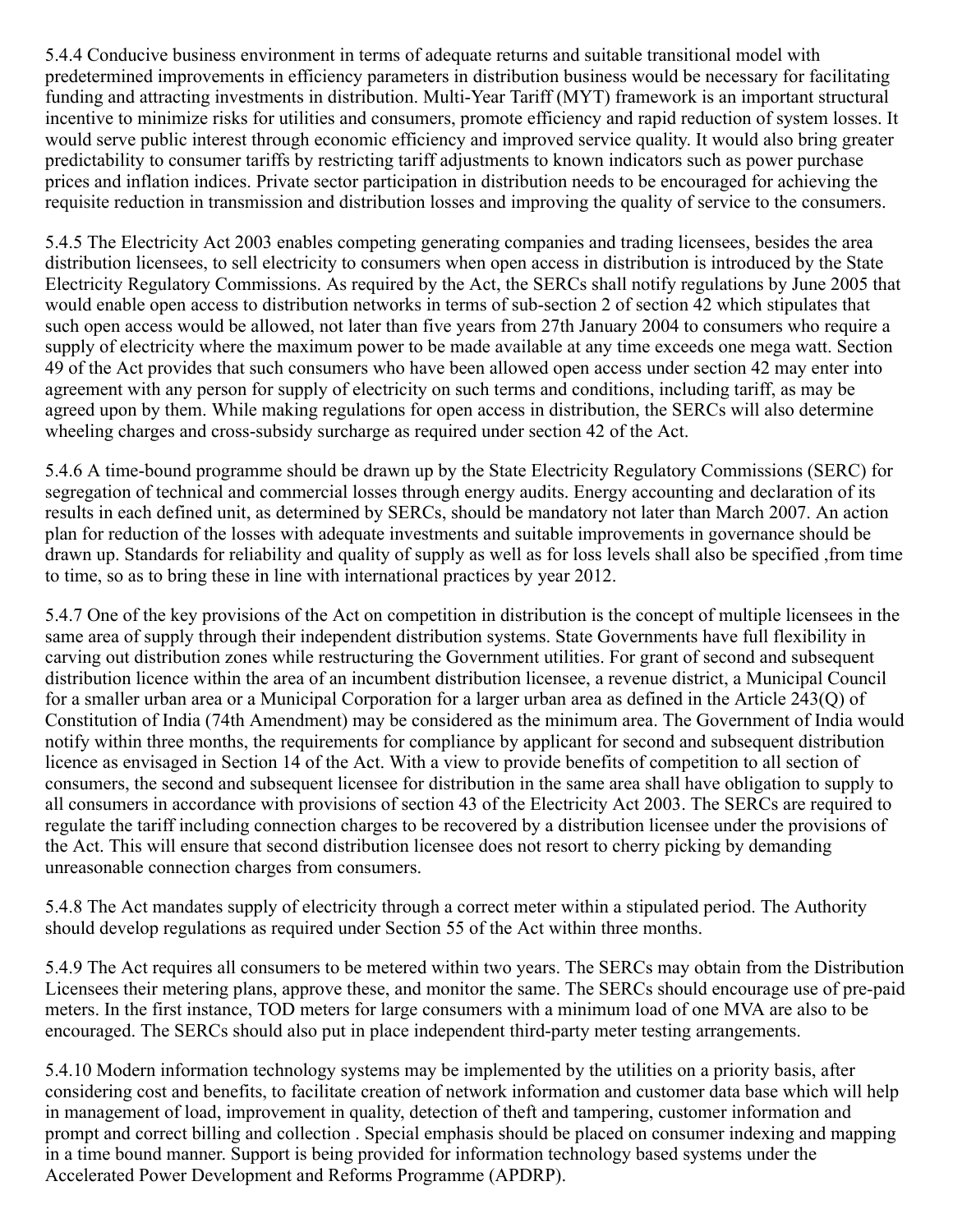5.4.4 Conducive business environment in terms of adequate returns and suitable transitional model with predetermined improvements in efficiency parameters in distribution business would be necessary for facilitating funding and attracting investments in distribution. Multi-Year Tariff (MYT) framework is an important structural incentive to minimize risks for utilities and consumers, promote efficiency and rapid reduction of system losses. It would serve public interest through economic efficiency and improved service quality. It would also bring greater predictability to consumer tariffs by restricting tariff adjustments to known indicators such as power purchase prices and inflation indices. Private sector participation in distribution needs to be encouraged for achieving the requisite reduction in transmission and distribution losses and improving the quality of service to the consumers.

5.4.5 The Electricity Act 2003 enables competing generating companies and trading licensees, besides the area distribution licensees, to sell electricity to consumers when open access in distribution is introduced by the State Electricity Regulatory Commissions. As required by the Act, the SERCs shall notify regulations by June 2005 that would enable open access to distribution networks in terms of sub-section 2 of section 42 which stipulates that such open access would be allowed, not later than five years from 27th January 2004 to consumers who require a supply of electricity where the maximum power to be made available at any time exceeds one mega watt. Section 49 of the Act provides that such consumers who have been allowed open access under section 42 may enter into agreement with any person for supply of electricity on such terms and conditions, including tariff, as may be agreed upon by them. While making regulations for open access in distribution, the SERCs will also determine wheeling charges and cross-subsidy surcharge as required under section 42 of the Act.

5.4.6 A time-bound programme should be drawn up by the State Electricity Regulatory Commissions (SERC) for segregation of technical and commercial losses through energy audits. Energy accounting and declaration of its results in each defined unit, as determined by SERCs, should be mandatory not later than March 2007. An action plan for reduction of the losses with adequate investments and suitable improvements in governance should be drawn up. Standards for reliability and quality of supply as well as for loss levels shall also be specified ,from time to time, so as to bring these in line with international practices by year 2012.

5.4.7 One of the key provisions of the Act on competition in distribution is the concept of multiple licensees in the same area of supply through their independent distribution systems. State Governments have full flexibility in carving out distribution zones while restructuring the Government utilities. For grant of second and subsequent distribution licence within the area of an incumbent distribution licensee, a revenue district, a Municipal Council for a smaller urban area or a Municipal Corporation for a larger urban area as defined in the Article 243(Q) of Constitution of India (74th Amendment) may be considered as the minimum area. The Government of India would notify within three months, the requirements for compliance by applicant for second and subsequent distribution licence as envisaged in Section 14 of the Act. With a view to provide benefits of competition to all section of consumers, the second and subsequent licensee for distribution in the same area shall have obligation to supply to all consumers in accordance with provisions of section 43 of the Electricity Act 2003. The SERCs are required to regulate the tariff including connection charges to be recovered by a distribution licensee under the provisions of the Act. This will ensure that second distribution licensee does not resort to cherry picking by demanding unreasonable connection charges from consumers.

5.4.8 The Act mandates supply of electricity through a correct meter within a stipulated period. The Authority should develop regulations as required under Section 55 of the Act within three months.

5.4.9 The Act requires all consumers to be metered within two years. The SERCs may obtain from the Distribution Licensees their metering plans, approve these, and monitor the same. The SERCs should encourage use of pre-paid meters. In the first instance, TOD meters for large consumers with a minimum load of one MVA are also to be encouraged. The SERCs should also put in place independent third-party meter testing arrangements.

5.4.10 Modern information technology systems may be implemented by the utilities on a priority basis, after considering cost and benefits, to facilitate creation of network information and customer data base which will help in management of load, improvement in quality, detection of theft and tampering, customer information and prompt and correct billing and collection . Special emphasis should be placed on consumer indexing and mapping in a time bound manner. Support is being provided for information technology based systems under the Accelerated Power Development and Reforms Programme (APDRP).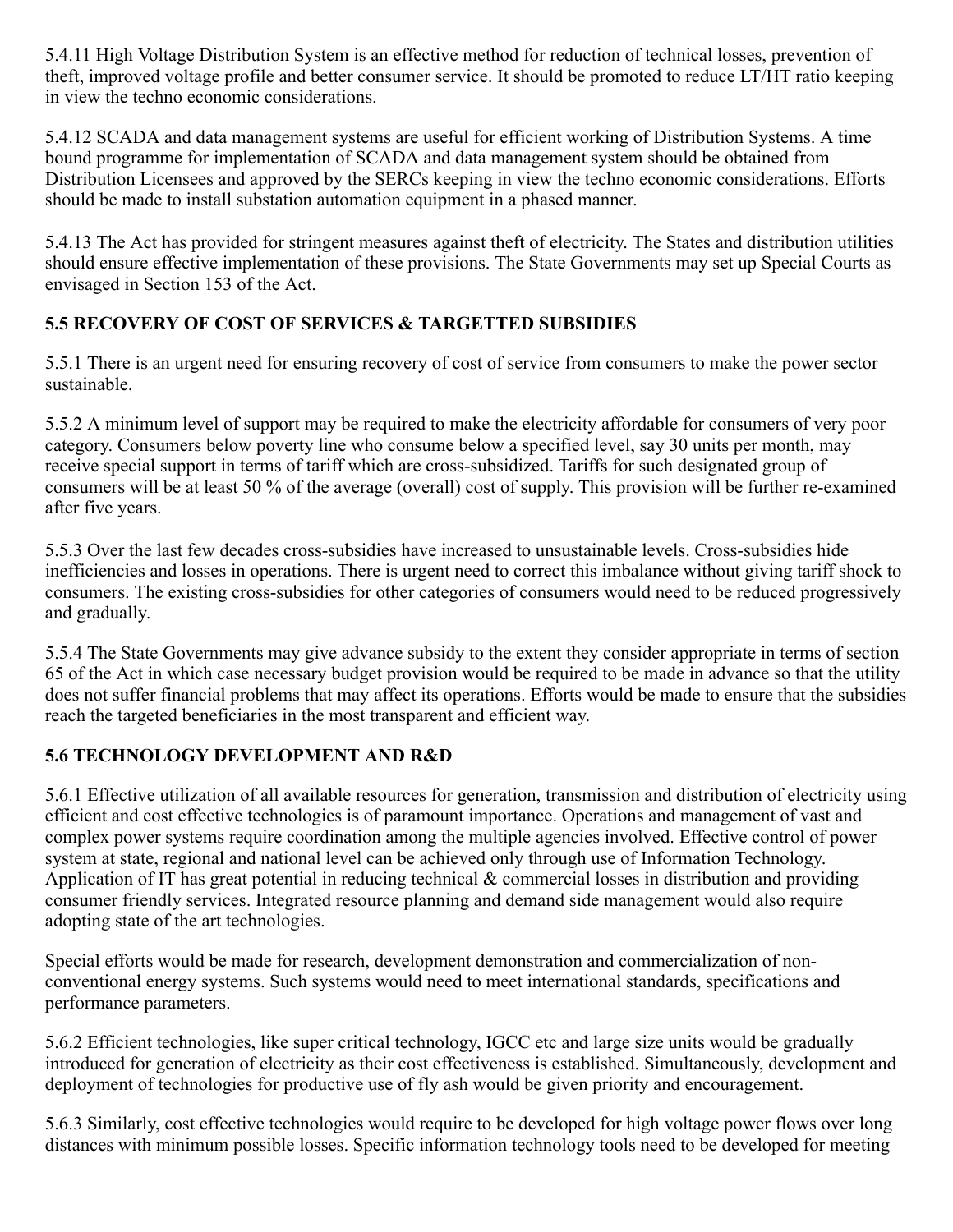5.4.11 High Voltage Distribution System is an effective method for reduction of technical losses, prevention of theft, improved voltage profile and better consumer service. It should be promoted to reduce LT/HT ratio keeping in view the techno economic considerations.

5.4.12 SCADA and data management systems are useful for efficient working of Distribution Systems. A time bound programme for implementation of SCADA and data management system should be obtained from Distribution Licensees and approved by the SERCs keeping in view the techno economic considerations. Efforts should be made to install substation automation equipment in a phased manner.

5.4.13 The Act has provided for stringent measures against theft of electricity. The States and distribution utilities should ensure effective implementation of these provisions. The State Governments may set up Special Courts as envisaged in Section 153 of the Act.

**5.5 RECOVERY OF COST OF SERVICES & TARGETTED SUBSIDIES**

5.5.1 There is an urgent need for ensuring recovery of cost of service from consumers to make the power sector sustainable.

5.5.2 A minimum level of support may be required to make the electricity affordable for consumers of very poor category. Consumers below poverty line who consume below a specified level, say 30 units per month, may receive special support in terms of tariff which are cross-subsidized. Tariffs for such designated group of consumers will be at least 50 % of the average (overall) cost of supply. This provision will be further re-examined after five years.

5.5.3 Over the last few decades cross-subsidies have increased to unsustainable levels. Cross-subsidies hide inefficiencies and losses in operations. There is urgent need to correct this imbalance without giving tariff shock to consumers. The existing cross-subsidies for other categories of consumers would need to be reduced progressively and gradually.

5.5.4 The State Governments may give advance subsidy to the extent they consider appropriate in terms of section 65 of the Act in which case necessary budget provision would be required to be made in advance so that the utility does not suffer financial problems that may affect its operations. Efforts would be made to ensure that the subsidies reach the targeted beneficiaries in the most transparent and efficient way.

**5.6 TECHNOLOGY DEVELOPMENT AND R&D**

5.6.1 Effective utilization of all available resources for generation, transmission and distribution of electricity using efficient and cost effective technologies is of paramount importance. Operations and management of vast and complex power systems require coordination among the multiple agencies involved. Effective control of power system at state, regional and national level can be achieved only through use of Information Technology. Application of IT has great potential in reducing technical & commercial losses in distribution and providing consumer friendly services. Integrated resource planning and demand side management would also require adopting state of the art technologies.

Special efforts would be made for research, development demonstration and commercialization of non-conventional energy systems. Such systems would need to meet international standards, specifications and performance parameters.

5.6.2 Efficient technologies, like super critical technology, IGCC etc and large size units would be gradually introduced for generation of electricity as their cost effectiveness is established. Simultaneously, development and deployment of technologies for productive use of fly ash would be given priority and encouragement.

5.6.3 Similarly, cost effective technologies would require to be developed for high voltage power flows over long distances with minimum possible losses. Specific information technology tools need to be developed for meeting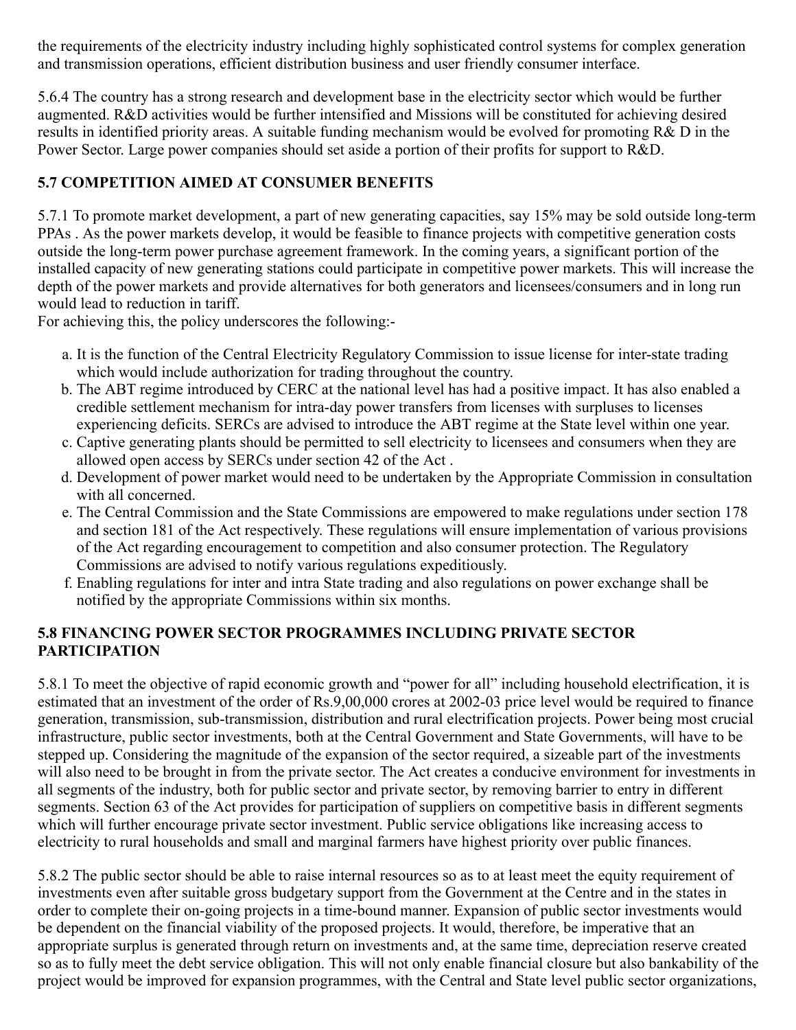the requirements of the electricity industry including highly sophisticated control systems for complex generation and transmission operations, efficient distribution business and user friendly consumer interface.

5.6.4 The country has a strong research and development base in the electricity sector which would be further augmented. R&D activities would be further intensified and Missions will be constituted for achieving desired results in identified priority areas. A suitable funding mechanism would be evolved for promoting R& D in the Power Sector. Large power companies should set aside a portion of their profits for support to R&D.

### 5.7 COMPETITION AIMED AT CONSUMER BENEFITS

5.7.1 To promote market development, a part of new generating capacities, say 15% may be sold outside long-term PPAs . As the power markets develop, it would be feasible to finance projects with competitive generation costs outside the long-term power purchase agreement framework. In the coming years, a significant portion of the installed capacity of new generating stations could participate in competitive power markets. This will increase the depth of the power markets and provide alternatives for both generators and licensees/consumers and in long run would lead to reduction in tariff.
For achieving this, the policy underscores the following:-

a. It is the function of the Central Electricity Regulatory Commission to issue license for inter-state trading which would include authorization for trading throughout the country.
b. The ABT regime introduced by CERC at the national level has had a positive impact. It has also enabled a credible settlement mechanism for intra-day power transfers from licenses with surpluses to licenses experiencing deficits. SERCs are advised to introduce the ABT regime at the State level within one year.
c. Captive generating plants should be permitted to sell electricity to licensees and consumers when they are allowed open access by SERCs under section 42 of the Act .
d. Development of power market would need to be undertaken by the Appropriate Commission in consultation with all concerned.
e. The Central Commission and the State Commissions are empowered to make regulations under section 178 and section 181 of the Act respectively. These regulations will ensure implementation of various provisions of the Act regarding encouragement to competition and also consumer protection. The Regulatory Commissions are advised to notify various regulations expeditiously.
f. Enabling regulations for inter and intra State trading and also regulations on power exchange shall be notified by the appropriate Commissions within six months.

### 5.8 FINANCING POWER SECTOR PROGRAMMES INCLUDING PRIVATE SECTOR PARTICIPATION

5.8.1 To meet the objective of rapid economic growth and "power for all" including household electrification, it is estimated that an investment of the order of Rs.9,00,000 crores at 2002-03 price level would be required to finance generation, transmission, sub-transmission, distribution and rural electrification projects. Power being most crucial infrastructure, public sector investments, both at the Central Government and State Governments, will have to be stepped up. Considering the magnitude of the expansion of the sector required, a sizeable part of the investments will also need to be brought in from the private sector. The Act creates a conducive environment for investments in all segments of the industry, both for public sector and private sector, by removing barrier to entry in different segments. Section 63 of the Act provides for participation of suppliers on competitive basis in different segments which will further encourage private sector investment. Public service obligations like increasing access to electricity to rural households and small and marginal farmers have highest priority over public finances.

5.8.2 The public sector should be able to raise internal resources so as to at least meet the equity requirement of investments even after suitable gross budgetary support from the Government at the Centre and in the states in order to complete their on-going projects in a time-bound manner. Expansion of public sector investments would be dependent on the financial viability of the proposed projects. It would, therefore, be imperative that an appropriate surplus is generated through return on investments and, at the same time, depreciation reserve created so as to fully meet the debt service obligation. This will not only enable financial closure but also bankability of the project would be improved for expansion programmes, with the Central and State level public sector organizations,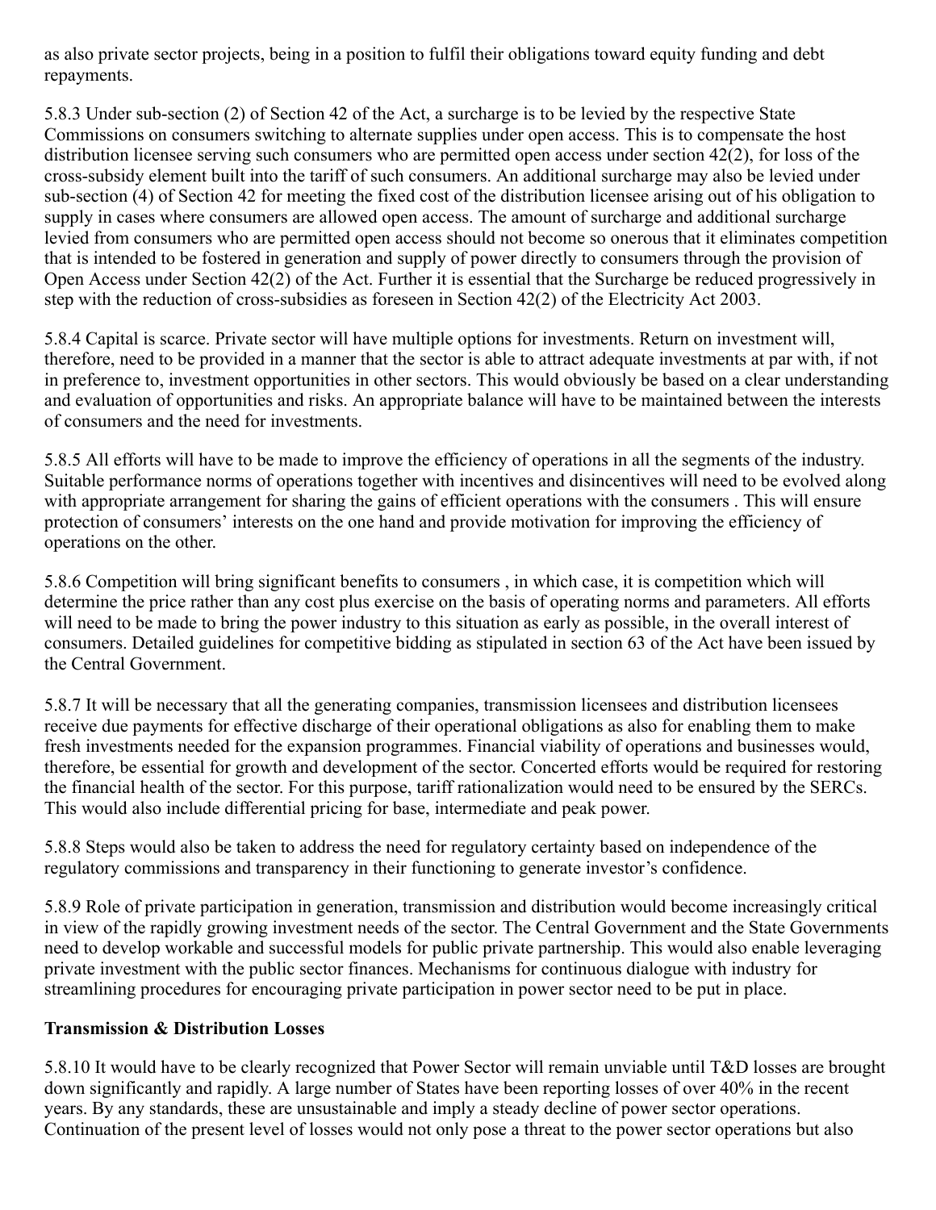as also private sector projects, being in a position to fulfil their obligations toward equity funding and debt repayments.

5.8.3 Under sub-section (2) of Section 42 of the Act, a surcharge is to be levied by the respective State Commissions on consumers switching to alternate supplies under open access. This is to compensate the host distribution licensee serving such consumers who are permitted open access under section 42(2), for loss of the cross-subsidy element built into the tariff of such consumers. An additional surcharge may also be levied under sub-section (4) of Section 42 for meeting the fixed cost of the distribution licensee arising out of his obligation to supply in cases where consumers are allowed open access. The amount of surcharge and additional surcharge levied from consumers who are permitted open access should not become so onerous that it eliminates competition that is intended to be fostered in generation and supply of power directly to consumers through the provision of Open Access under Section 42(2) of the Act. Further it is essential that the Surcharge be reduced progressively in step with the reduction of cross-subsidies as foreseen in Section 42(2) of the Electricity Act 2003.

5.8.4 Capital is scarce. Private sector will have multiple options for investments. Return on investment will, therefore, need to be provided in a manner that the sector is able to attract adequate investments at par with, if not in preference to, investment opportunities in other sectors. This would obviously be based on a clear understanding and evaluation of opportunities and risks. An appropriate balance will have to be maintained between the interests of consumers and the need for investments.

5.8.5 All efforts will have to be made to improve the efficiency of operations in all the segments of the industry. Suitable performance norms of operations together with incentives and disincentives will need to be evolved along with appropriate arrangement for sharing the gains of efficient operations with the consumers . This will ensure protection of consumers' interests on the one hand and provide motivation for improving the efficiency of operations on the other.

5.8.6 Competition will bring significant benefits to consumers , in which case, it is competition which will determine the price rather than any cost plus exercise on the basis of operating norms and parameters. All efforts will need to be made to bring the power industry to this situation as early as possible, in the overall interest of consumers. Detailed guidelines for competitive bidding as stipulated in section 63 of the Act have been issued by the Central Government.

5.8.7 It will be necessary that all the generating companies, transmission licensees and distribution licensees receive due payments for effective discharge of their operational obligations as also for enabling them to make fresh investments needed for the expansion programmes. Financial viability of operations and businesses would, therefore, be essential for growth and development of the sector. Concerted efforts would be required for restoring the financial health of the sector. For this purpose, tariff rationalization would need to be ensured by the SERCs. This would also include differential pricing for base, intermediate and peak power.

5.8.8 Steps would also be taken to address the need for regulatory certainty based on independence of the regulatory commissions and transparency in their functioning to generate investor's confidence.

5.8.9 Role of private participation in generation, transmission and distribution would become increasingly critical in view of the rapidly growing investment needs of the sector. The Central Government and the State Governments need to develop workable and successful models for public private partnership. This would also enable leveraging private investment with the public sector finances. Mechanisms for continuous dialogue with industry for streamlining procedures for encouraging private participation in power sector need to be put in place.

**Transmission & Distribution Losses**

5.8.10 It would have to be clearly recognized that Power Sector will remain unviable until T&D losses are brought down significantly and rapidly. A large number of States have been reporting losses of over 40% in the recent years. By any standards, these are unsustainable and imply a steady decline of power sector operations. Continuation of the present level of losses would not only pose a threat to the power sector operations but also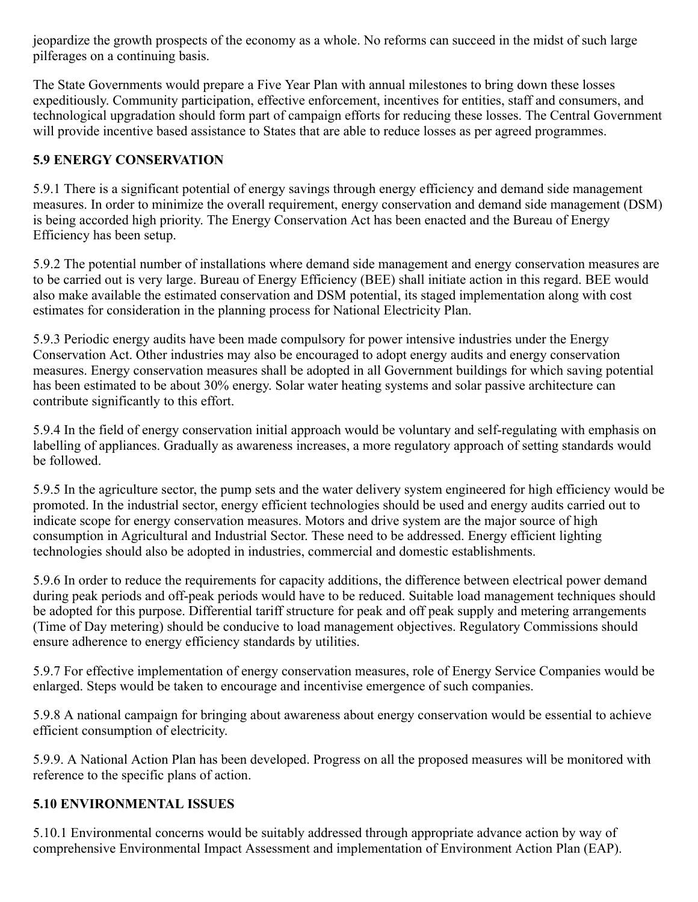jeopardize the growth prospects of the economy as a whole. No reforms can succeed in the midst of such large pilferages on a continuing basis.

The State Governments would prepare a Five Year Plan with annual milestones to bring down these losses expeditiously. Community participation, effective enforcement, incentives for entities, staff and consumers, and technological upgradation should form part of campaign efforts for reducing these losses. The Central Government will provide incentive based assistance to States that are able to reduce losses as per agreed programmes.

## 5.9 ENERGY CONSERVATION

5.9.1 There is a significant potential of energy savings through energy efficiency and demand side management measures. In order to minimize the overall requirement, energy conservation and demand side management (DSM) is being accorded high priority. The Energy Conservation Act has been enacted and the Bureau of Energy Efficiency has been setup.

5.9.2 The potential number of installations where demand side management and energy conservation measures are to be carried out is very large. Bureau of Energy Efficiency (BEE) shall initiate action in this regard. BEE would also make available the estimated conservation and DSM potential, its staged implementation along with cost estimates for consideration in the planning process for National Electricity Plan.

5.9.3 Periodic energy audits have been made compulsory for power intensive industries under the Energy Conservation Act. Other industries may also be encouraged to adopt energy audits and energy conservation measures. Energy conservation measures shall be adopted in all Government buildings for which saving potential has been estimated to be about 30% energy. Solar water heating systems and solar passive architecture can contribute significantly to this effort.

5.9.4 In the field of energy conservation initial approach would be voluntary and self-regulating with emphasis on labelling of appliances. Gradually as awareness increases, a more regulatory approach of setting standards would be followed.

5.9.5 In the agriculture sector, the pump sets and the water delivery system engineered for high efficiency would be promoted. In the industrial sector, energy efficient technologies should be used and energy audits carried out to indicate scope for energy conservation measures. Motors and drive system are the major source of high consumption in Agricultural and Industrial Sector. These need to be addressed. Energy efficient lighting technologies should also be adopted in industries, commercial and domestic establishments.

5.9.6 In order to reduce the requirements for capacity additions, the difference between electrical power demand during peak periods and off-peak periods would have to be reduced. Suitable load management techniques should be adopted for this purpose. Differential tariff structure for peak and off peak supply and metering arrangements (Time of Day metering) should be conducive to load management objectives. Regulatory Commissions should ensure adherence to energy efficiency standards by utilities.

5.9.7 For effective implementation of energy conservation measures, role of Energy Service Companies would be enlarged. Steps would be taken to encourage and incentivise emergence of such companies.

5.9.8 A national campaign for bringing about awareness about energy conservation would be essential to achieve efficient consumption of electricity.

5.9.9. A National Action Plan has been developed. Progress on all the proposed measures will be monitored with reference to the specific plans of action.

## 5.10 ENVIRONMENTAL ISSUES

5.10.1 Environmental concerns would be suitably addressed through appropriate advance action by way of comprehensive Environmental Impact Assessment and implementation of Environment Action Plan (EAP).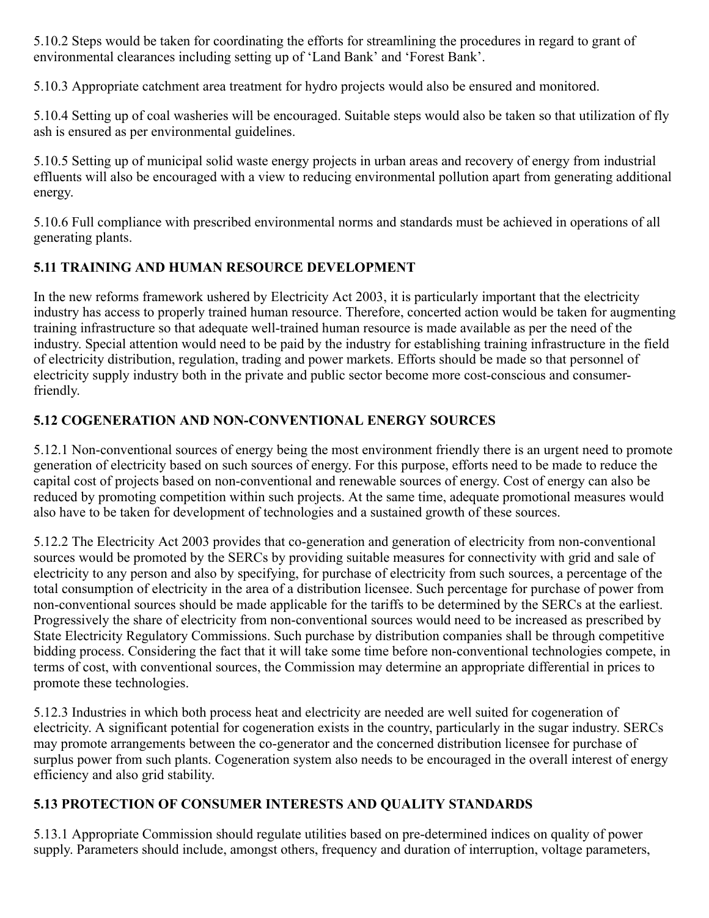5.10.2 Steps would be taken for coordinating the efforts for streamlining the procedures in regard to grant of environmental clearances including setting up of 'Land Bank' and 'Forest Bank'.

5.10.3 Appropriate catchment area treatment for hydro projects would also be ensured and monitored.

5.10.4 Setting up of coal washeries will be encouraged. Suitable steps would also be taken so that utilization of fly ash is ensured as per environmental guidelines.

5.10.5 Setting up of municipal solid waste energy projects in urban areas and recovery of energy from industrial effluents will also be encouraged with a view to reducing environmental pollution apart from generating additional energy.

5.10.6 Full compliance with prescribed environmental norms and standards must be achieved in operations of all generating plants.

## 5.11 TRAINING AND HUMAN RESOURCE DEVELOPMENT

In the new reforms framework ushered by Electricity Act 2003, it is particularly important that the electricity industry has access to properly trained human resource. Therefore, concerted action would be taken for augmenting training infrastructure so that adequate well-trained human resource is made available as per the need of the industry. Special attention would need to be paid by the industry for establishing training infrastructure in the field of electricity distribution, regulation, trading and power markets. Efforts should be made so that personnel of electricity supply industry both in the private and public sector become more cost-conscious and consumer-friendly.

## 5.12 COGENERATION AND NON-CONVENTIONAL ENERGY SOURCES

5.12.1 Non-conventional sources of energy being the most environment friendly there is an urgent need to promote generation of electricity based on such sources of energy. For this purpose, efforts need to be made to reduce the capital cost of projects based on non-conventional and renewable sources of energy. Cost of energy can also be reduced by promoting competition within such projects. At the same time, adequate promotional measures would also have to be taken for development of technologies and a sustained growth of these sources.

5.12.2 The Electricity Act 2003 provides that co-generation and generation of electricity from non-conventional sources would be promoted by the SERCs by providing suitable measures for connectivity with grid and sale of electricity to any person and also by specifying, for purchase of electricity from such sources, a percentage of the total consumption of electricity in the area of a distribution licensee. Such percentage for purchase of power from non-conventional sources should be made applicable for the tariffs to be determined by the SERCs at the earliest. Progressively the share of electricity from non-conventional sources would need to be increased as prescribed by State Electricity Regulatory Commissions. Such purchase by distribution companies shall be through competitive bidding process. Considering the fact that it will take some time before non-conventional technologies compete, in terms of cost, with conventional sources, the Commission may determine an appropriate differential in prices to promote these technologies.

5.12.3 Industries in which both process heat and electricity are needed are well suited for cogeneration of electricity. A significant potential for cogeneration exists in the country, particularly in the sugar industry. SERCs may promote arrangements between the co-generator and the concerned distribution licensee for purchase of surplus power from such plants. Cogeneration system also needs to be encouraged in the overall interest of energy efficiency and also grid stability.

## 5.13 PROTECTION OF CONSUMER INTERESTS AND QUALITY STANDARDS

5.13.1 Appropriate Commission should regulate utilities based on pre-determined indices on quality of power supply. Parameters should include, amongst others, frequency and duration of interruption, voltage parameters,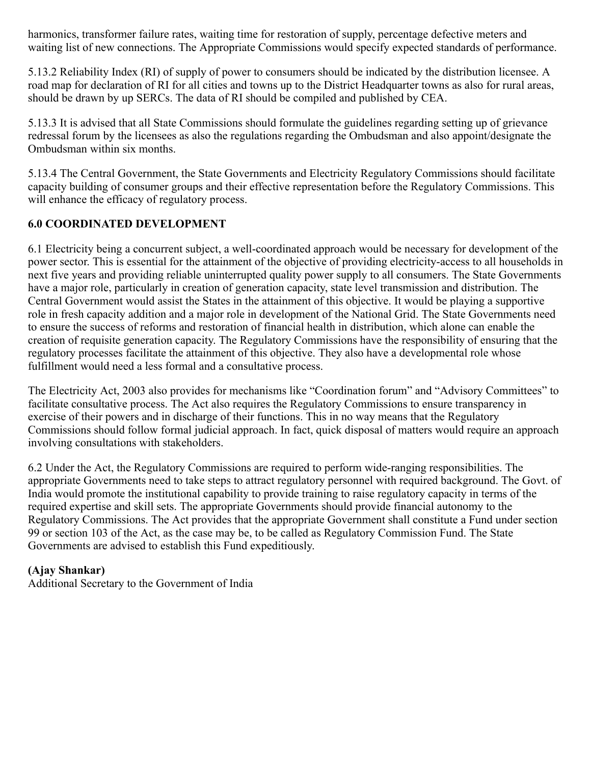harmonics, transformer failure rates, waiting time for restoration of supply, percentage defective meters and waiting list of new connections. The Appropriate Commissions would specify expected standards of performance.

5.13.2 Reliability Index (RI) of supply of power to consumers should be indicated by the distribution licensee. A road map for declaration of RI for all cities and towns up to the District Headquarter towns as also for rural areas, should be drawn by up SERCs. The data of RI should be compiled and published by CEA.

5.13.3 It is advised that all State Commissions should formulate the guidelines regarding setting up of grievance redressal forum by the licensees as also the regulations regarding the Ombudsman and also appoint/designate the Ombudsman within six months.

5.13.4 The Central Government, the State Governments and Electricity Regulatory Commissions should facilitate capacity building of consumer groups and their effective representation before the Regulatory Commissions. This will enhance the efficacy of regulatory process.

## 6.0 COORDINATED DEVELOPMENT

6.1 Electricity being a concurrent subject, a well-coordinated approach would be necessary for development of the power sector. This is essential for the attainment of the objective of providing electricity-access to all households in next five years and providing reliable uninterrupted quality power supply to all consumers. The State Governments have a major role, particularly in creation of generation capacity, state level transmission and distribution. The Central Government would assist the States in the attainment of this objective. It would be playing a supportive role in fresh capacity addition and a major role in development of the National Grid. The State Governments need to ensure the success of reforms and restoration of financial health in distribution, which alone can enable the creation of requisite generation capacity. The Regulatory Commissions have the responsibility of ensuring that the regulatory processes facilitate the attainment of this objective. They also have a developmental role whose fulfillment would need a less formal and a consultative process.

The Electricity Act, 2003 also provides for mechanisms like "Coordination forum" and "Advisory Committees" to facilitate consultative process. The Act also requires the Regulatory Commissions to ensure transparency in exercise of their powers and in discharge of their functions. This in no way means that the Regulatory Commissions should follow formal judicial approach. In fact, quick disposal of matters would require an approach involving consultations with stakeholders.

6.2 Under the Act, the Regulatory Commissions are required to perform wide-ranging responsibilities. The appropriate Governments need to take steps to attract regulatory personnel with required background. The Govt. of India would promote the institutional capability to provide training to raise regulatory capacity in terms of the required expertise and skill sets. The appropriate Governments should provide financial autonomy to the Regulatory Commissions. The Act provides that the appropriate Government shall constitute a Fund under section 99 or section 103 of the Act, as the case may be, to be called as Regulatory Commission Fund. The State Governments are advised to establish this Fund expeditiously.

**(Ajay Shankar)**
Additional Secretary to the Government of India